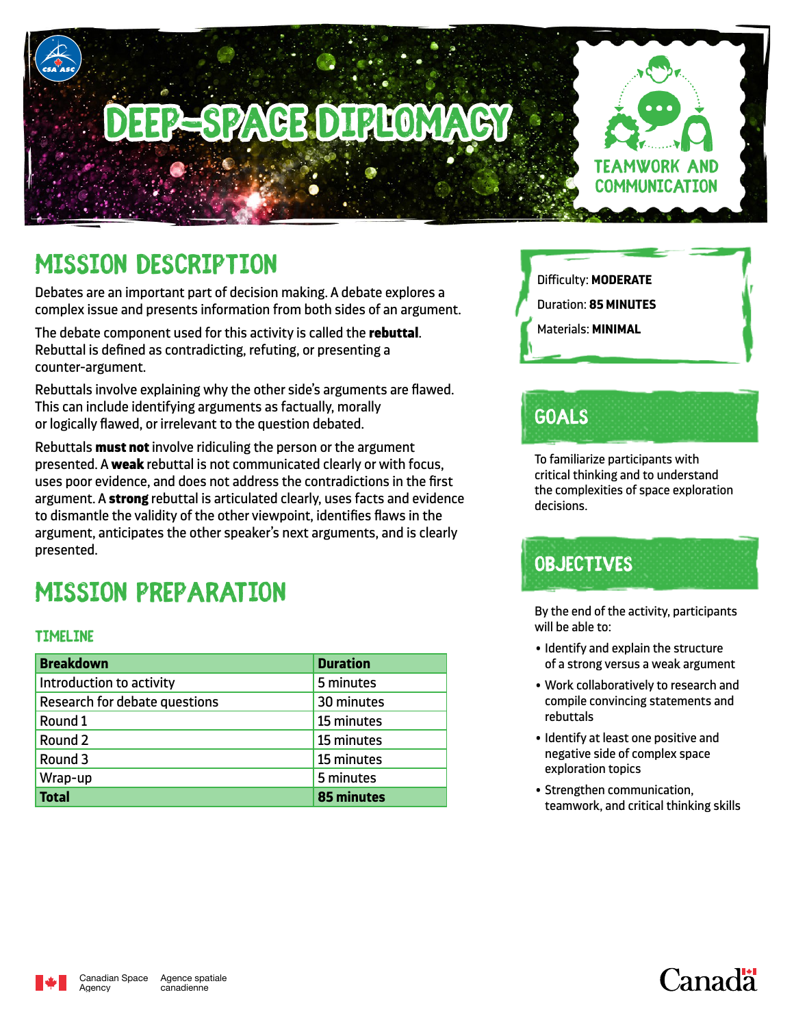# DEEP-SPACE DIPLOMACY

TEAMWORK AND COMMUNICATION

## MISSION DESCRIPTION

Debates are an important part of decision making. A debate explores a complex issue and presents information from both sides of an argument.

The debate component used for this activity is called the **rebuttal**. Rebuttal is defined as contradicting, refuting, or presenting a counter-argument.

Rebuttals involve explaining why the other side's arguments are flawed. This can include identifying arguments as factually, morally or logically flawed, or irrelevant to the question debated.

Rebuttals **must not** involve ridiculing the person or the argument presented. A **weak** rebuttal is not communicated clearly or with focus, uses poor evidence, and does not address the contradictions in the first argument. A **strong** rebuttal is articulated clearly, uses facts and evidence to dismantle the validity of the other viewpoint, identifies flaws in the argument, anticipates the other speaker's next arguments, and is clearly presented.

## MISSION PREPARATION

### TIMELINE

| Breakdown | Duration |
|---|---|
| Introduction to activity | 5 minutes |
| Research for debate questions | 30 minutes |
| Round 1 | 15 minutes |
| Round 2 | 15 minutes |
| Round 3 | 15 minutes |
| Wrap-up | 5 minutes |
| **Total** | **85 minutes** |

Difficulty: **MODERATE**

Duration: **85 MINUTES**

Materials: **MINIMAL**

## GOALS

To familiarize participants with critical thinking and to understand the complexities of space exploration decisions.

## OBJECTIVES

By the end of the activity, participants will be able to:

- Identify and explain the structure of a strong versus a weak argument
- Work collaboratively to research and compile convincing statements and rebuttals
- Identify at least one positive and negative side of complex space exploration topics
- Strengthen communication, teamwork, and critical thinking skills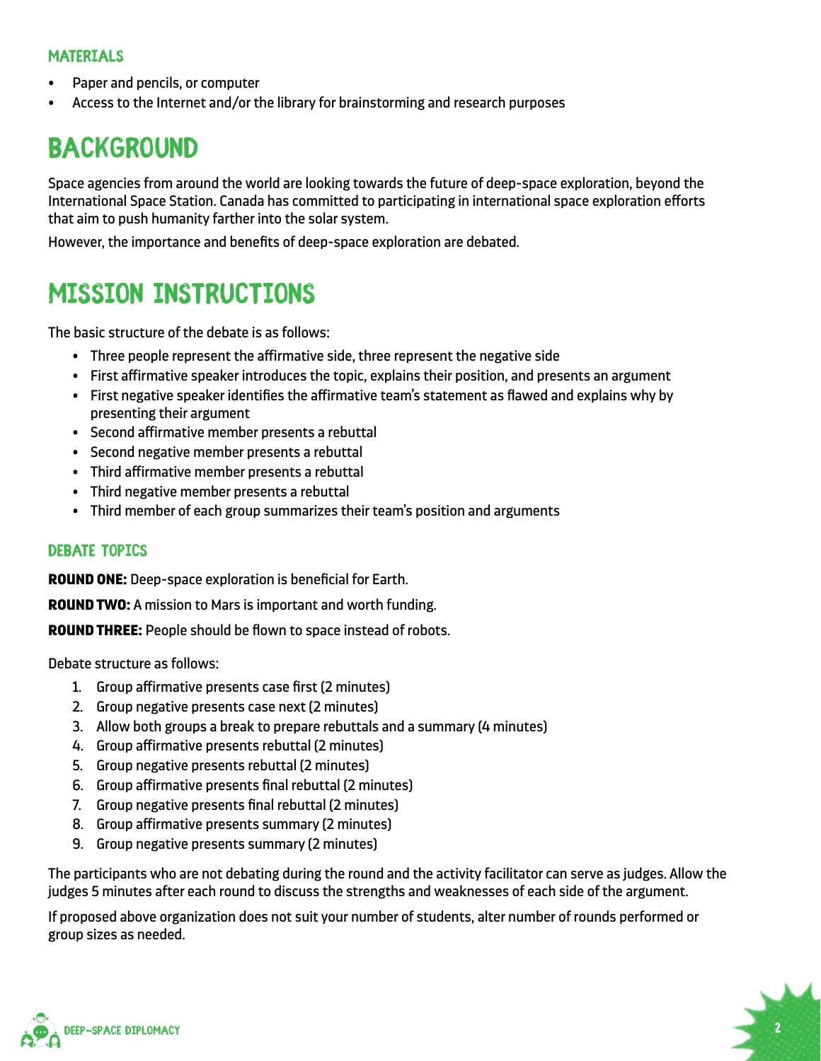### MATERIALS

- Paper and pencils, or computer
- Access to the Internet and/or the library for brainstorming and research purposes

## BACKGROUND

Space agencies from around the world are looking towards the future of deep-space exploration, beyond the International Space Station. Canada has committed to participating in international space exploration efforts that aim to push humanity farther into the solar system.

However, the importance and benefits of deep-space exploration are debated.

## MISSION INSTRUCTIONS

The basic structure of the debate is as follows:

- Three people represent the affirmative side, three represent the negative side
- First affirmative speaker introduces the topic, explains their position, and presents an argument
- First negative speaker identifies the affirmative team's statement as flawed and explains why by presenting their argument
- Second affirmative member presents a rebuttal
- Second negative member presents a rebuttal
- Third affirmative member presents a rebuttal
- Third negative member presents a rebuttal
- Third member of each group summarizes their team's position and arguments

### DEBATE TOPICS

**ROUND ONE:** Deep-space exploration is beneficial for Earth.

**ROUND TWO:** A mission to Mars is important and worth funding.

**ROUND THREE:** People should be flown to space instead of robots.

Debate structure as follows:

1. Group affirmative presents case first (2 minutes)
2. Group negative presents case next (2 minutes)
3. Allow both groups a break to prepare rebuttals and a summary (4 minutes)
4. Group affirmative presents rebuttal (2 minutes)
5. Group negative presents rebuttal (2 minutes)
6. Group affirmative presents final rebuttal (2 minutes)
7. Group negative presents final rebuttal (2 minutes)
8. Group affirmative presents summary (2 minutes)
9. Group negative presents summary (2 minutes)

The participants who are not debating during the round and the activity facilitator can serve as judges. Allow the judges 5 minutes after each round to discuss the strengths and weaknesses of each side of the argument.

If proposed above organization does not suit your number of students, alter number of rounds performed or group sizes as needed.